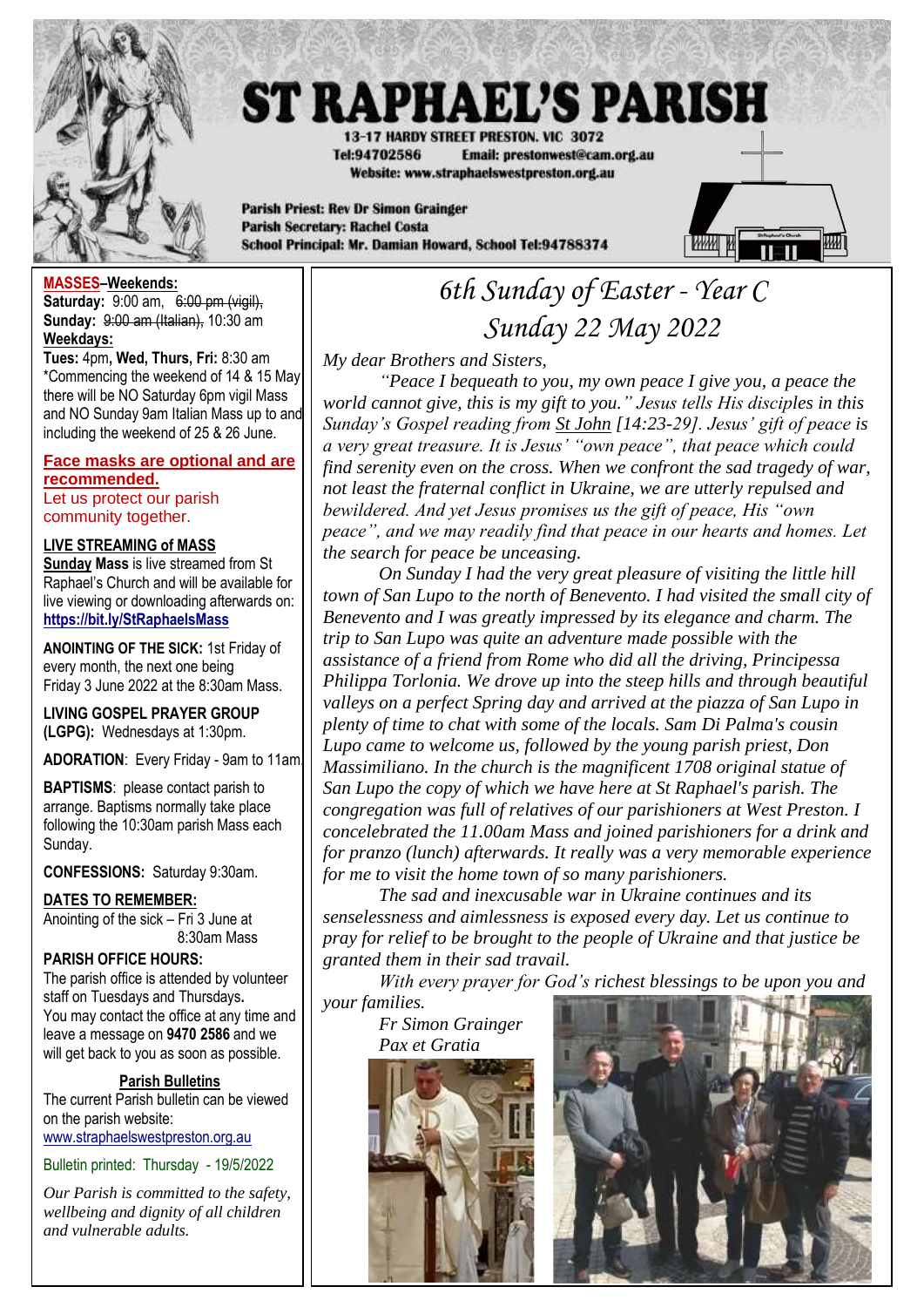# ST RAPHAEL'S PARISH

**13-17 HARDY STREET PRESTON. VIC 3072**
**Tel:94702586 Email: prestonwest@cam.org.au**
**Website: www.straphaelswestpreston.org.au**

**Parish Priest: Rev Dr Simon Grainger**
**Parish Secretary: Rachel Costa**
**School Principal: Mr. Damian Howard, School Tel:94788374**

**MASSES–Weekends:**
**Saturday:** 9:00 am, ~~6:00 pm (vigil),~~
**Sunday:** ~~9:00 am (Italian),~~ 10:30 am
**Weekdays:**
**Tues:** 4pm, **Wed, Thurs, Fri:** 8:30 am
*Commencing the weekend of 14 & 15 May there will be NO Saturday 6pm vigil Mass and NO Sunday 9am Italian Mass up to and including the weekend of 25 & 26 June.

**Face masks are optional and are recommended.**
Let us protect our parish community together.

**LIVE STREAMING of MASS**
**Sunday Mass** is live streamed from St Raphael's Church and will be available for live viewing or downloading afterwards on: **https://bit.ly/StRaphaelsMass**

**ANOINTING OF THE SICK:** 1st Friday of every month, the next one being Friday 3 June 2022 at the 8:30am Mass.

**LIVING GOSPEL PRAYER GROUP (LGPG):** Wednesdays at 1:30pm.

**ADORATION**: Every Friday - 9am to 11am.

**BAPTISMS**: please contact parish to arrange. Baptisms normally take place following the 10:30am parish Mass each Sunday.

**CONFESSIONS:** Saturday 9:30am.

**DATES TO REMEMBER:**
Anointing of the sick – Fri 3 June at 8:30am Mass

**PARISH OFFICE HOURS:**
The parish office is attended by volunteer staff on Tuesdays and Thursdays. You may contact the office at any time and leave a message on **9470 2586** and we will get back to you as soon as possible.

**Parish Bulletins**
The current Parish bulletin can be viewed on the parish website:
www.straphaelswestpreston.org.au

Bulletin printed: Thursday - 19/5/2022

*Our Parish is committed to the safety, wellbeing and dignity of all children and vulnerable adults.*

## 6th Sunday of Easter - Year C
## Sunday 22 May 2022

*My dear Brothers and Sisters,*

*"Peace I bequeath to you, my own peace I give you, a peace the world cannot give, this is my gift to you." Jesus tells His disciples in this Sunday's Gospel reading from St John [14:23-29]. Jesus' gift of peace is a very great treasure. It is Jesus' "own peace", that peace which could find serenity even on the cross. When we confront the sad tragedy of war, not least the fraternal conflict in Ukraine, we are utterly repulsed and bewildered. And yet Jesus promises us the gift of peace, His "own peace", and we may readily find that peace in our hearts and homes. Let the search for peace be unceasing.*

*On Sunday I had the very great pleasure of visiting the little hill town of San Lupo to the north of Benevento. I had visited the small city of Benevento and I was greatly impressed by its elegance and charm. The trip to San Lupo was quite an adventure made possible with the assistance of a friend from Rome who did all the driving, Principessa Philippa Torlonia. We drove up into the steep hills and through beautiful valleys on a perfect Spring day and arrived at the piazza of San Lupo in plenty of time to chat with some of the locals. Sam Di Palma's cousin Lupo came to welcome us, followed by the young parish priest, Don Massimiliano. In the church is the magnificent 1708 original statue of San Lupo the copy of which we have here at St Raphael's parish. The congregation was full of relatives of our parishioners at West Preston. I concelebrated the 11.00am Mass and joined parishioners for a drink and for pranzo (lunch) afterwards. It really was a very memorable experience for me to visit the home town of so many parishioners.*

*The sad and inexcusable war in Ukraine continues and its senselessness and aimlessness is exposed every day. Let us continue to pray for relief to be brought to the people of Ukraine and that justice be granted them in their sad travail.*

*With every prayer for God's richest blessings to be upon you and your families.*

*Fr Simon Grainger*
*Pax et Gratia*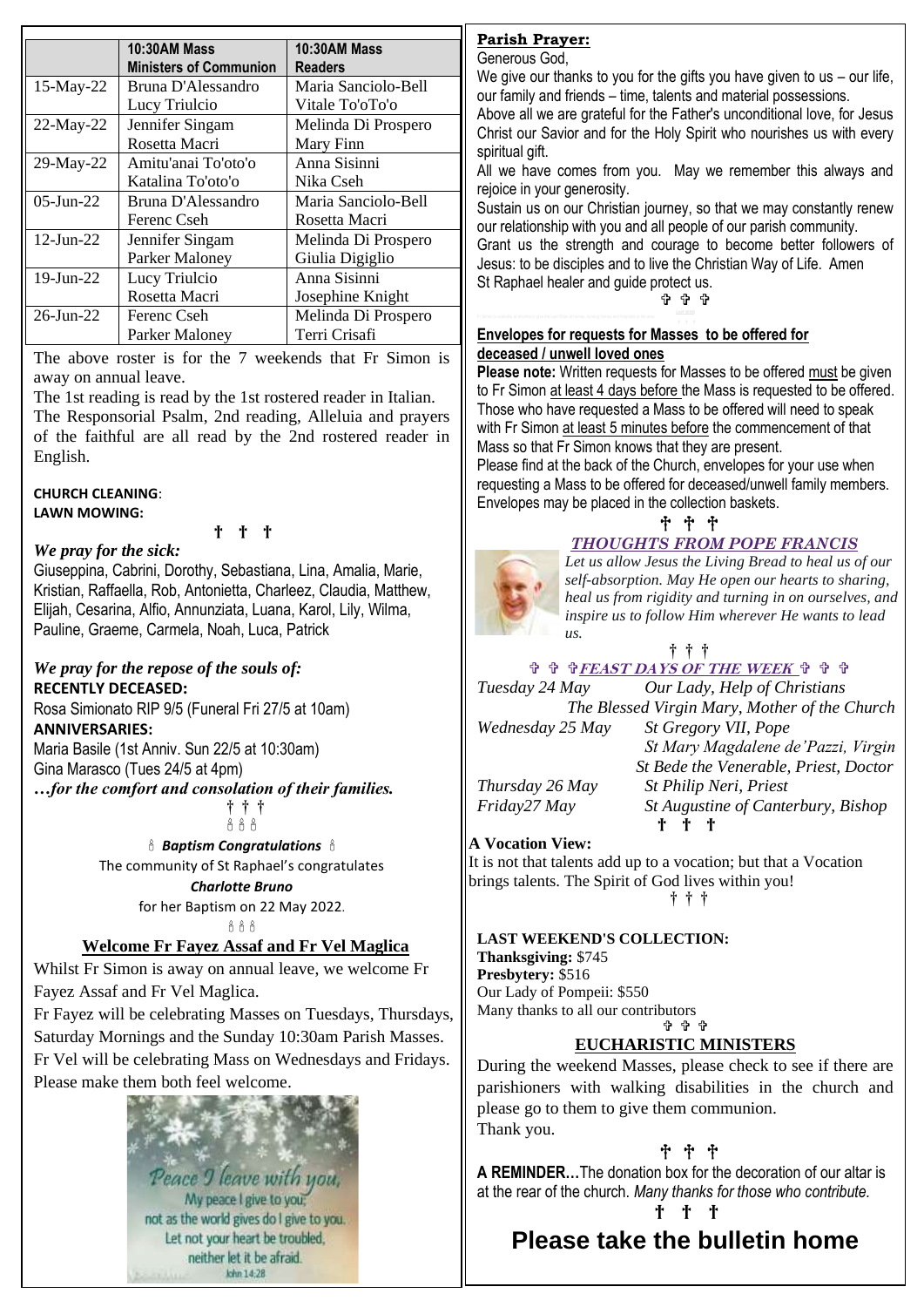| | 10:30AM Mass Ministers of Communion | 10:30AM Mass Readers |
|---|---|---|
| 15-May-22 | Bruna D'Alessandro<br>Lucy Triulcio | Maria Sanciolo-Bell<br>Vitale To'oTo'o |
| 22-May-22 | Jennifer Singam<br>Rosetta Macri | Melinda Di Prospero<br>Mary Finn |
| 29-May-22 | Amitu'anai To'oto'o<br>Katalina To'oto'o | Anna Sisinni<br>Nika Cseh |
| 05-Jun-22 | Bruna D'Alessandro<br>Ferenc Cseh | Maria Sanciolo-Bell<br>Rosetta Macri |
| 12-Jun-22 | Jennifer Singam<br>Parker Maloney | Melinda Di Prospero<br>Giulia Digiglio |
| 19-Jun-22 | Lucy Triulcio<br>Rosetta Macri | Anna Sisinni<br>Josephine Knight |
| 26-Jun-22 | Ferenc Cseh<br>Parker Maloney | Melinda Di Prospero<br>Terri Crisafi |

The above roster is for the 7 weekends that Fr Simon is away on annual leave.

The 1st reading is read by the 1st rostered reader in Italian.

The Responsorial Psalm, 2nd reading, Alleluia and prayers of the faithful are all read by the 2nd rostered reader in English.

**CHURCH CLEANING**:

**LAWN MOWING:**

† † †

***We pray for the sick:***

Giuseppina, Cabrini, Dorothy, Sebastiana, Lina, Amalia, Marie, Kristian, Raffaella, Rob, Antonietta, Charleez, Claudia, Matthew, Elijah, Cesarina, Alfio, Annunziata, Luana, Karol, Lily, Wilma, Pauline, Graeme, Carmela, Noah, Luca, Patrick

***We pray for the repose of the souls of:***

**RECENTLY DECEASED:**

Rosa Simionato RIP 9/5 (Funeral Fri 27/5 at 10am)

**ANNIVERSARIES:**

Maria Basile (1st Anniv. Sun 22/5 at 10:30am)

Gina Marasco (Tues 24/5 at 4pm)

***…for the comfort and consolation of their families.***

† † †

***Baptism Congratulations***

The community of St Raphael's congratulates

***Charlotte Bruno***

for her Baptism on 22 May 2022.

## Welcome Fr Fayez Assaf and Fr Vel Maglica

Whilst Fr Simon is away on annual leave, we welcome Fr Fayez Assaf and Fr Vel Maglica.

Fr Fayez will be celebrating Masses on Tuesdays, Thursdays, Saturday Mornings and the Sunday 10:30am Parish Masses. Fr Vel will be celebrating Mass on Wednesdays and Fridays. Please make them both feel welcome.

Peace I leave with you, My peace I give to you; not as the world gives do I give to you. Let not your heart be troubled, neither let it be afraid. John 14:28

## Parish Prayer:

Generous God,

We give our thanks to you for the gifts you have given to us – our life, our family and friends – time, talents and material possessions.

Above all we are grateful for the Father's unconditional love, for Jesus Christ our Savior and for the Holy Spirit who nourishes us with every spiritual gift.

All we have comes from you. May we remember this always and rejoice in your generosity.

Sustain us on our Christian journey, so that we may constantly renew our relationship with you and all people of our parish community.

Grant us the strength and courage to become better followers of Jesus: to be disciples and to live the Christian Way of Life. Amen

St Raphael healer and guide protect us.

† † †

## Envelopes for requests for Masses to be offered for deceased / unwell loved ones

**Please note:** Written requests for Masses to be offered must be given to Fr Simon at least 4 days before the Mass is requested to be offered. Those who have requested a Mass to be offered will need to speak with Fr Simon at least 5 minutes before the commencement of that Mass so that Fr Simon knows that they are present.

Please find at the back of the Church, envelopes for your use when requesting a Mass to be offered for deceased/unwell family members. Envelopes may be placed in the collection baskets.

† † †

## *THOUGHTS FROM POPE FRANCIS*

*Let us allow Jesus the Living Bread to heal us of our self-absorption. May He open our hearts to sharing, heal us from rigidity and turning in on ourselves, and inspire us to follow Him wherever He wants to lead us.*

† † †

## *FEAST DAYS OF THE WEEK*

| | |
|---|---|
| *Tuesday 24 May* | *Our Lady, Help of Christians* |
| | *The Blessed Virgin Mary, Mother of the Church* |
| *Wednesday 25 May* | *St Gregory VII, Pope* |
| | *St Mary Magdalene de'Pazzi, Virgin* |
| | *St Bede the Venerable, Priest, Doctor* |
| *Thursday 26 May* | *St Philip Neri, Priest* |
| *Friday27 May* | *St Augustine of Canterbury, Bishop* |

† † †

**A Vocation View:**

It is not that talents add up to a vocation; but that a Vocation brings talents. The Spirit of God lives within you!

† † †

**LAST WEEKEND'S COLLECTION:**

**Thanksgiving:** $745

**Presbytery:** $516

Our Lady of Pompeii: $550

Many thanks to all our contributors

† † †

## EUCHARISTIC MINISTERS

During the weekend Masses, please check to see if there are parishioners with walking disabilities in the church and please go to them to give them communion.

Thank you.

† † †

**A REMINDER…**The donation box for the decoration of our altar is at the rear of the church. *Many thanks for those who contribute.*

† † †

# Please take the bulletin home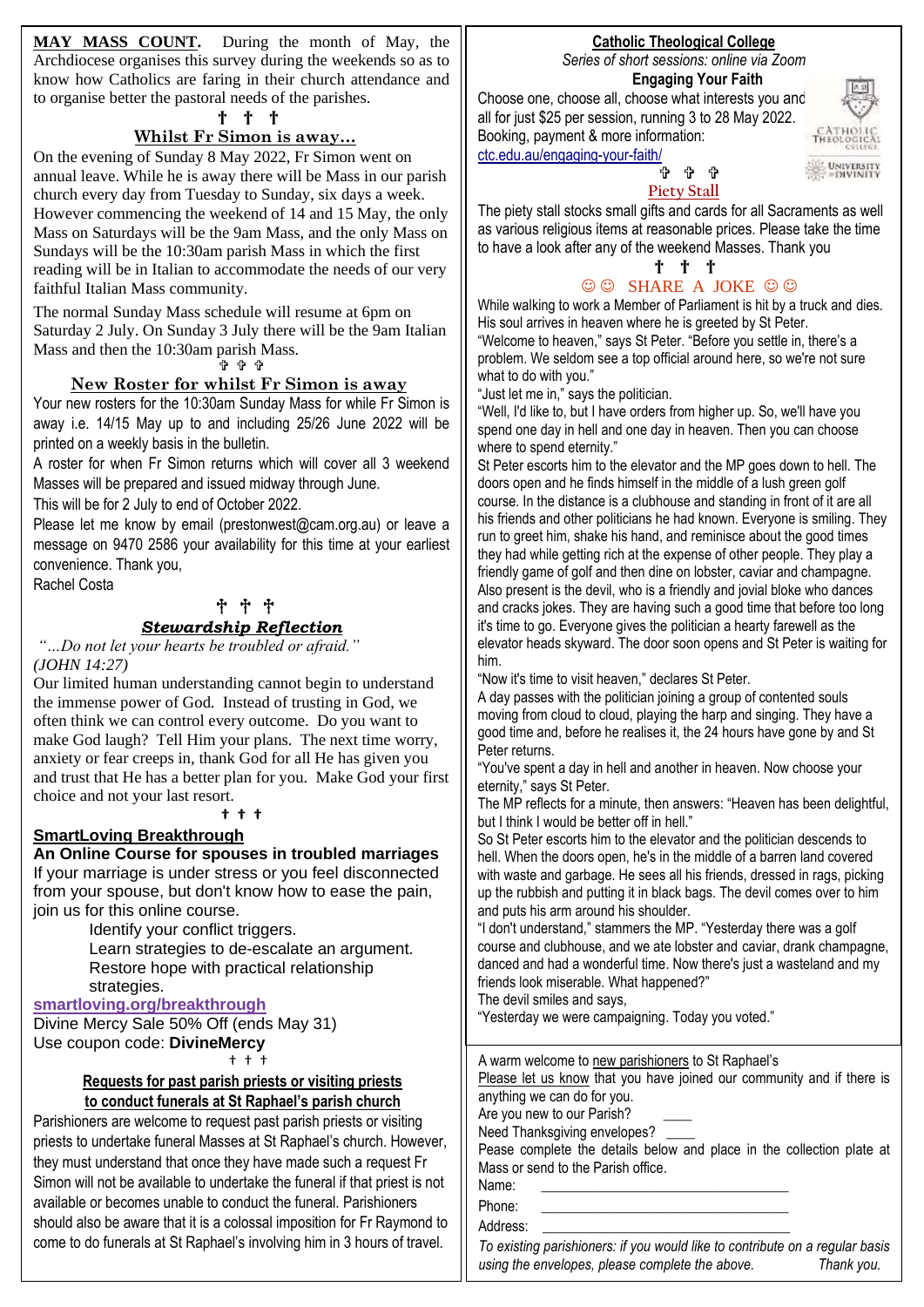**MAY MASS COUNT.** During the month of May, the Archdiocese organises this survey during the weekends so as to know how Catholics are faring in their church attendance and to organise better the pastoral needs of the parishes.

† † †

## Whilst Fr Simon is away…

On the evening of Sunday 8 May 2022, Fr Simon went on annual leave. While he is away there will be Mass in our parish church every day from Tuesday to Sunday, six days a week. However commencing the weekend of 14 and 15 May, the only Mass on Saturdays will be the 9am Mass, and the only Mass on Sundays will be the 10:30am parish Mass in which the first reading will be in Italian to accommodate the needs of our very faithful Italian Mass community.

The normal Sunday Mass schedule will resume at 6pm on Saturday 2 July. On Sunday 3 July there will be the 9am Italian Mass and then the 10:30am parish Mass.

✞ ✞ ✞

## New Roster for whilst Fr Simon is away

Your new rosters for the 10:30am Sunday Mass for while Fr Simon is away i.e. 14/15 May up to and including 25/26 June 2022 will be printed on a weekly basis in the bulletin.

A roster for when Fr Simon returns which will cover all 3 weekend Masses will be prepared and issued midway through June.

This will be for 2 July to end of October 2022.

Please let me know by email (prestonwest@cam.org.au) or leave a message on 9470 2586 your availability for this time at your earliest convenience. Thank you,

Rachel Costa

✞ ✞ ✞

## *Stewardship Reflection*

*"…Do not let your hearts be troubled or afraid."*
*(JOHN 14:27)*

Our limited human understanding cannot begin to understand the immense power of God. Instead of trusting in God, we often think we can control every outcome. Do you want to make God laugh? Tell Him your plans. The next time worry, anxiety or fear creeps in, thank God for all He has given you and trust that He has a better plan for you. Make God your first choice and not your last resort.

† † †

## SmartLoving Breakthrough

**An Online Course for spouses in troubled marriages**

If your marriage is under stress or you feel disconnected from your spouse, but don't know how to ease the pain, join us for this online course.

- Identify your conflict triggers.
- Learn strategies to de-escalate an argument.
- Restore hope with practical relationship strategies.

**smartloving.org/breakthrough**

Divine Mercy Sale 50% Off (ends May 31)
Use coupon code: **DivineMercy**

† † †

## Requests for past parish priests or visiting priests to conduct funerals at St Raphael's parish church

Parishioners are welcome to request past parish priests or visiting priests to undertake funeral Masses at St Raphael's church. However, they must understand that once they have made such a request Fr Simon will not be available to undertake the funeral if that priest is not available or becomes unable to conduct the funeral. Parishioners should also be aware that it is a colossal imposition for Fr Raymond to come to do funerals at St Raphael's involving him in 3 hours of travel.

## Catholic Theological College

*Series of short sessions: online via Zoom*

**Engaging Your Faith**

Choose one, choose all, choose what interests you and all for just $25 per session, running 3 to 28 May 2022. Booking, payment & more information:
ctc.edu.au/engaging-your-faith/

✞ ✞ ✞

## Piety Stall

The piety stall stocks small gifts and cards for all Sacraments as well as various religious items at reasonable prices. Please take the time to have a look after any of the weekend Masses. Thank you

† † †

## ☺☺ SHARE A JOKE ☺☺

While walking to work a Member of Parliament is hit by a truck and dies. His soul arrives in heaven where he is greeted by St Peter.

"Welcome to heaven," says St Peter. "Before you settle in, there's a problem. We seldom see a top official around here, so we're not sure what to do with you."

"Just let me in," says the politician.

"Well, I'd like to, but I have orders from higher up. So, we'll have you spend one day in hell and one day in heaven. Then you can choose where to spend eternity."

St Peter escorts him to the elevator and the MP goes down to hell. The doors open and he finds himself in the middle of a lush green golf course. In the distance is a clubhouse and standing in front of it are all his friends and other politicians he had known. Everyone is smiling. They run to greet him, shake his hand, and reminisce about the good times they had while getting rich at the expense of other people. They play a friendly game of golf and then dine on lobster, caviar and champagne. Also present is the devil, who is a friendly and jovial bloke who dances and cracks jokes. They are having such a good time that before too long it's time to go. Everyone gives the politician a hearty farewell as the elevator heads skyward. The door soon opens and St Peter is waiting for him.

"Now it's time to visit heaven," declares St Peter.

A day passes with the politician joining a group of contented souls moving from cloud to cloud, playing the harp and singing. They have a good time and, before he realises it, the 24 hours have gone by and St Peter returns.

"You've spent a day in hell and another in heaven. Now choose your eternity," says St Peter.

The MP reflects for a minute, then answers: "Heaven has been delightful, but I think I would be better off in hell."

So St Peter escorts him to the elevator and the politician descends to hell. When the doors open, he's in the middle of a barren land covered with waste and garbage. He sees all his friends, dressed in rags, picking up the rubbish and putting it in black bags. The devil comes over to him and puts his arm around his shoulder.

"I don't understand," stammers the MP. "Yesterday there was a golf course and clubhouse, and we ate lobster and caviar, drank champagne, danced and had a wonderful time. Now there's just a wasteland and my friends look miserable. What happened?"

The devil smiles and says,

"Yesterday we were campaigning. Today you voted."

A warm welcome to new parishioners to St Raphael's

Please let us know that you have joined our community and if there is anything we can do for you.

Are you new to our Parish? ____

Need Thanksgiving envelopes? ____

Pease complete the details below and place in the collection plate at Mass or send to the Parish office.

Name: ________________________________

Phone: ________________________________

Address: ________________________________

*To existing parishioners: if you would like to contribute on a regular basis using the envelopes, please complete the above. Thank you.*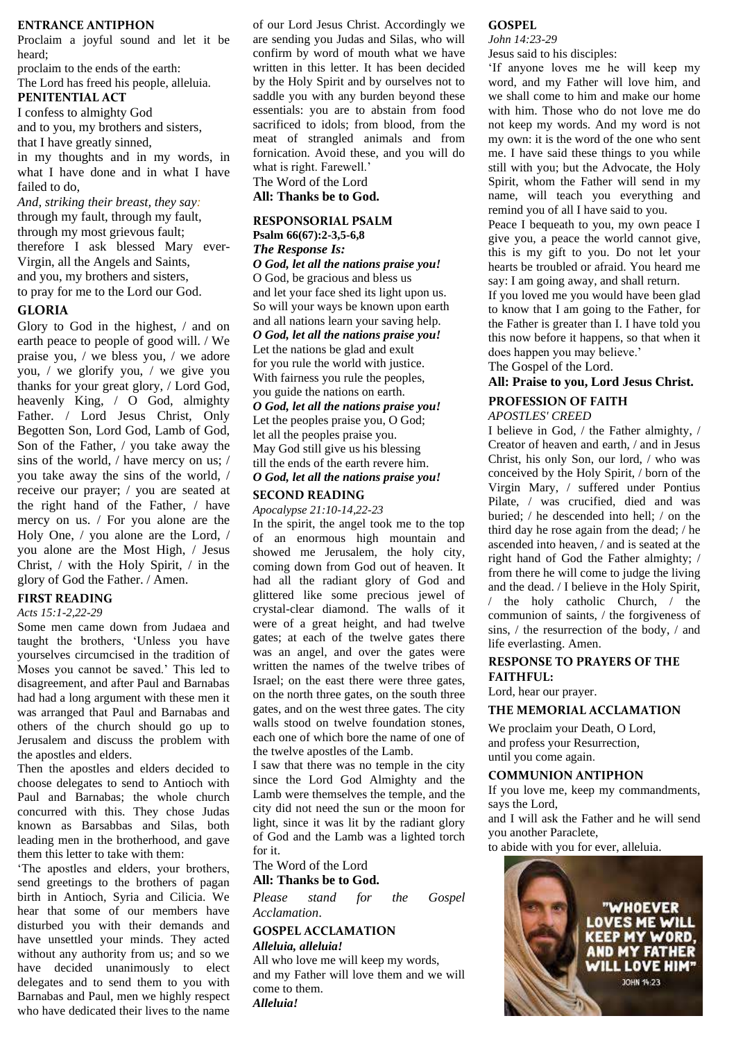## ENTRANCE ANTIPHON

Proclaim a joyful sound and let it be heard;
proclaim to the ends of the earth:
The Lord has freed his people, alleluia.

## PENITENTIAL ACT

I confess to almighty God
and to you, my brothers and sisters,
that I have greatly sinned,
in my thoughts and in my words, in what I have done and in what I have failed to do,
*And, striking their breast, they say:*
through my fault, through my fault,
through my most grievous fault;
therefore I ask blessed Mary ever-Virgin, all the Angels and Saints,
and you, my brothers and sisters,
to pray for me to the Lord our God.

## GLORIA

Glory to God in the highest, / and on earth peace to people of good will. / We praise you, / we bless you, / we adore you, / we glorify you, / we give you thanks for your great glory, / Lord God, heavenly King, / O God, almighty Father. / Lord Jesus Christ, Only Begotten Son, Lord God, Lamb of God, Son of the Father, / you take away the sins of the world, / have mercy on us; / you take away the sins of the world, / receive our prayer; / you are seated at the right hand of the Father, / have mercy on us. / For you alone are the Holy One, / you alone are the Lord, / you alone are the Most High, / Jesus Christ, / with the Holy Spirit, / in the glory of God the Father. / Amen.

## FIRST READING

*Acts 15:1-2,22-29*

Some men came down from Judaea and taught the brothers, 'Unless you have yourselves circumcised in the tradition of Moses you cannot be saved.' This led to disagreement, and after Paul and Barnabas had had a long argument with these men it was arranged that Paul and Barnabas and others of the church should go up to Jerusalem and discuss the problem with the apostles and elders.

Then the apostles and elders decided to choose delegates to send to Antioch with Paul and Barnabas; the whole church concurred with this. They chose Judas known as Barsabbas and Silas, both leading men in the brotherhood, and gave them this letter to take with them:

'The apostles and elders, your brothers, send greetings to the brothers of pagan birth in Antioch, Syria and Cilicia. We hear that some of our members have disturbed you with their demands and have unsettled your minds. They acted without any authority from us; and so we have decided unanimously to elect delegates and to send them to you with Barnabas and Paul, men we highly respect who have dedicated their lives to the name of our Lord Jesus Christ. Accordingly we are sending you Judas and Silas, who will confirm by word of mouth what we have written in this letter. It has been decided by the Holy Spirit and by ourselves not to saddle you with any burden beyond these essentials: you are to abstain from food sacrificed to idols; from blood, from the meat of strangled animals and from fornication. Avoid these, and you will do what is right. Farewell.'

The Word of the Lord
**All: Thanks be to God.**

## RESPONSORIAL PSALM

**Psalm 66(67):2-3,5-6,8**
***The Response Is:***
***O God, let all the nations praise you!***

O God, be gracious and bless us
and let your face shed its light upon us.
So will your ways be known upon earth
and all nations learn your saving help.
***O God, let all the nations praise you!***

Let the nations be glad and exult
for you rule the world with justice.
With fairness you rule the peoples,
you guide the nations on earth.
***O God, let all the nations praise you!***

Let the peoples praise you, O God;
let all the peoples praise you.
May God still give us his blessing
till the ends of the earth revere him.
***O God, let all the nations praise you!***

## SECOND READING

*Apocalypse 21:10-14,22-23*

In the spirit, the angel took me to the top of an enormous high mountain and showed me Jerusalem, the holy city, coming down from God out of heaven. It had all the radiant glory of God and glittered like some precious jewel of crystal-clear diamond. The walls of it were of a great height, and had twelve gates; at each of the twelve gates there was an angel, and over the gates were written the names of the twelve tribes of Israel; on the east there were three gates, on the north three gates, on the south three gates, and on the west three gates. The city walls stood on twelve foundation stones, each one of which bore the name of one of the twelve apostles of the Lamb.

I saw that there was no temple in the city since the Lord God Almighty and the Lamb were themselves the temple, and the city did not need the sun or the moon for light, since it was lit by the radiant glory of God and the Lamb was a lighted torch for it.

The Word of the Lord
**All: Thanks be to God.**

*Please stand for the Gospel Acclamation.*

## GOSPEL ACCLAMATION

***Alleluia, alleluia!***
All who love me will keep my words,
and my Father will love them and we will come to them.
***Alleluia!***

## GOSPEL

*John 14:23-29*

Jesus said to his disciples:
'If anyone loves me he will keep my word, and my Father will love him, and we shall come to him and make our home with him. Those who do not love me do not keep my words. And my word is not my own: it is the word of the one who sent me. I have said these things to you while still with you; but the Advocate, the Holy Spirit, whom the Father will send in my name, will teach you everything and remind you of all I have said to you.

Peace I bequeath to you, my own peace I give you, a peace the world cannot give, this is my gift to you. Do not let your hearts be troubled or afraid. You heard me say: I am going away, and shall return.

If you loved me you would have been glad to know that I am going to the Father, for the Father is greater than I. I have told you this now before it happens, so that when it does happen you may believe.'

The Gospel of the Lord.
**All: Praise to you, Lord Jesus Christ.**

## PROFESSION OF FAITH

*APOSTLES' CREED*

I believe in God, / the Father almighty, / Creator of heaven and earth, / and in Jesus Christ, his only Son, our lord, / who was conceived by the Holy Spirit, / born of the Virgin Mary, / suffered under Pontius Pilate, / was crucified, died and was buried; / he descended into hell; / on the third day he rose again from the dead; / he ascended into heaven, / and is seated at the right hand of God the Father almighty; / from there he will come to judge the living and the dead. / I believe in the Holy Spirit, / the holy catholic Church, / the communion of saints, / the forgiveness of sins, / the resurrection of the body, / and life everlasting. Amen.

## RESPONSE TO PRAYERS OF THE FAITHFUL:

Lord, hear our prayer.

## THE MEMORIAL ACCLAMATION

We proclaim your Death, O Lord,
and profess your Resurrection,
until you come again.

## COMMUNION ANTIPHON

If you love me, keep my commandments, says the Lord,
and I will ask the Father and he will send you another Paraclete,
to abide with you for ever, alleluia.

"WHOEVER LOVES ME WILL KEEP MY WORD, AND MY FATHER WILL LOVE HIM"
JOHN 14:23